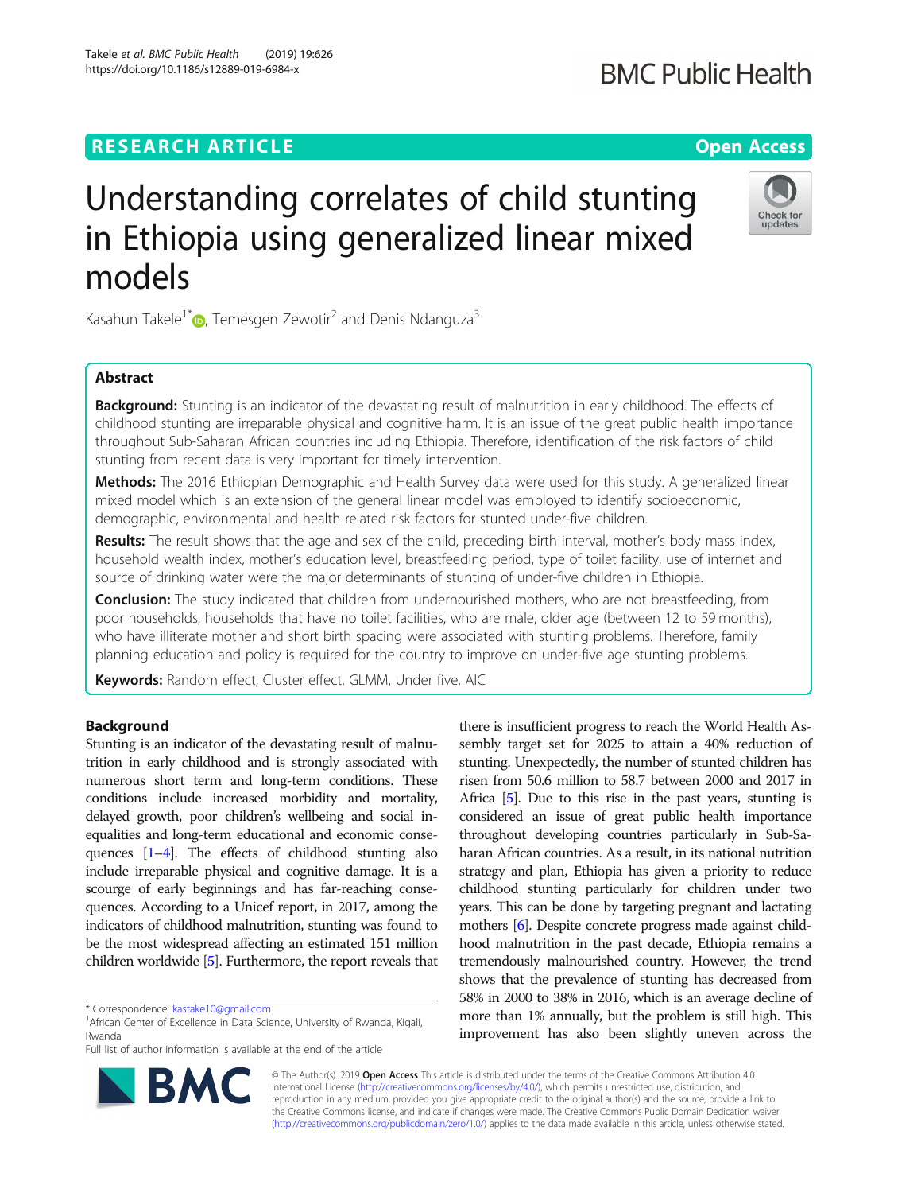# RESEARCH ARTICLE

**Open Access**

# Understanding correlates of child stunting in Ethiopia using generalized linear mixed models

Kasahun Takele[1*], Temesgen Zewotir[2] and Denis Ndanguza[3]

## Abstract

**Background:** Stunting is an indicator of the devastating result of malnutrition in early childhood. The effects of childhood stunting are irreparable physical and cognitive harm. It is an issue of the great public health importance throughout Sub-Saharan African countries including Ethiopia. Therefore, identification of the risk factors of child stunting from recent data is very important for timely intervention.

**Methods:** The 2016 Ethiopian Demographic and Health Survey data were used for this study. A generalized linear mixed model which is an extension of the general linear model was employed to identify socioeconomic, demographic, environmental and health related risk factors for stunted under-five children.

**Results:** The result shows that the age and sex of the child, preceding birth interval, mother's body mass index, household wealth index, mother's education level, breastfeeding period, type of toilet facility, use of internet and source of drinking water were the major determinants of stunting of under-five children in Ethiopia.

**Conclusion:** The study indicated that children from undernourished mothers, who are not breastfeeding, from poor households, households that have no toilet facilities, who are male, older age (between 12 to 59 months), who have illiterate mother and short birth spacing were associated with stunting problems. Therefore, family planning education and policy is required for the country to improve on under-five age stunting problems.

**Keywords:** Random effect, Cluster effect, GLMM, Under five, AIC

## Background

Stunting is an indicator of the devastating result of malnutrition in early childhood and is strongly associated with numerous short term and long-term conditions. These conditions include increased morbidity and mortality, delayed growth, poor children's wellbeing and social inequalities and long-term educational and economic consequences [1–4]. The effects of childhood stunting also include irreparable physical and cognitive damage. It is a scourge of early beginnings and has far-reaching consequences. According to a Unicef report, in 2017, among the indicators of childhood malnutrition, stunting was found to be the most widespread affecting an estimated 151 million children worldwide [5]. Furthermore, the report reveals that there is insufficient progress to reach the World Health Assembly target set for 2025 to attain a 40% reduction of stunting. Unexpectedly, the number of stunted children has risen from 50.6 million to 58.7 between 2000 and 2017 in Africa [5]. Due to this rise in the past years, stunting is considered an issue of great public health importance throughout developing countries particularly in Sub-Saharan African countries. As a result, in its national nutrition strategy and plan, Ethiopia has given a priority to reduce childhood stunting particularly for children under two years. This can be done by targeting pregnant and lactating mothers [6]. Despite concrete progress made against childhood malnutrition in the past decade, Ethiopia remains a tremendously malnourished country. However, the trend shows that the prevalence of stunting has decreased from 58% in 2000 to 38% in 2016, which is an average decline of more than 1% annually, but the problem is still high. This improvement has also been slightly uneven across the

\* Correspondence: kastake10@gmail.com
[1]African Center of Excellence in Data Science, University of Rwanda, Kigali, Rwanda
Full list of author information is available at the end of the article

© The Author(s). 2019 **Open Access** This article is distributed under the terms of the Creative Commons Attribution 4.0 International License (http://creativecommons.org/licenses/by/4.0/), which permits unrestricted use, distribution, and reproduction in any medium, provided you give appropriate credit to the original author(s) and the source, provide a link to the Creative Commons license, and indicate if changes were made. The Creative Commons Public Domain Dedication waiver (http://creativecommons.org/publicdomain/zero/1.0/) applies to the data made available in this article, unless otherwise stated.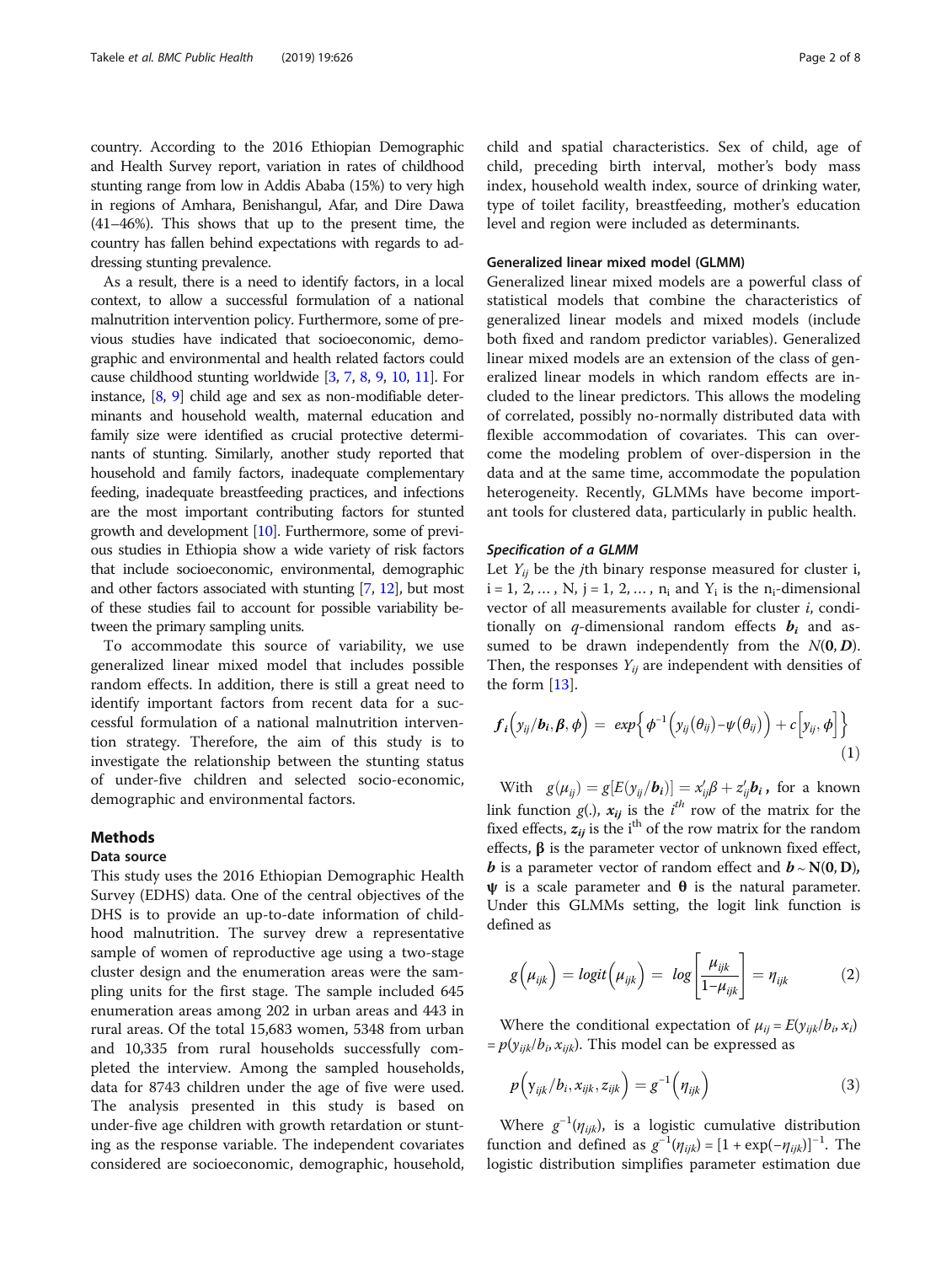country. According to the 2016 Ethiopian Demographic and Health Survey report, variation in rates of childhood stunting range from low in Addis Ababa (15%) to very high in regions of Amhara, Benishangul, Afar, and Dire Dawa (41–46%). This shows that up to the present time, the country has fallen behind expectations with regards to addressing stunting prevalence.

As a result, there is a need to identify factors, in a local context, to allow a successful formulation of a national malnutrition intervention policy. Furthermore, some of previous studies have indicated that socioeconomic, demographic and environmental and health related factors could cause childhood stunting worldwide [3, 7, 8, 9, 10, 11]. For instance, [8, 9] child age and sex as non-modifiable determinants and household wealth, maternal education and family size were identified as crucial protective determinants of stunting. Similarly, another study reported that household and family factors, inadequate complementary feeding, inadequate breastfeeding practices, and infections are the most important contributing factors for stunted growth and development [10]. Furthermore, some of previous studies in Ethiopia show a wide variety of risk factors that include socioeconomic, environmental, demographic and other factors associated with stunting [7, 12], but most of these studies fail to account for possible variability between the primary sampling units.

To accommodate this source of variability, we use generalized linear mixed model that includes possible random effects. In addition, there is still a great need to identify important factors from recent data for a successful formulation of a national malnutrition intervention strategy. Therefore, the aim of this study is to investigate the relationship between the stunting status of under-five children and selected socio-economic, demographic and environmental factors.

## Methods

### Data source

This study uses the 2016 Ethiopian Demographic Health Survey (EDHS) data. One of the central objectives of the DHS is to provide an up-to-date information of childhood malnutrition. The survey drew a representative sample of women of reproductive age using a two-stage cluster design and the enumeration areas were the sampling units for the first stage. The sample included 645 enumeration areas among 202 in urban areas and 443 in rural areas. Of the total 15,683 women, 5348 from urban and 10,335 from rural households successfully completed the interview. Among the sampled households, data for 8743 children under the age of five were used. The analysis presented in this study is based on under-five age children with growth retardation or stunting as the response variable. The independent covariates considered are socioeconomic, demographic, household, child and spatial characteristics. Sex of child, age of child, preceding birth interval, mother's body mass index, household wealth index, source of drinking water, type of toilet facility, breastfeeding, mother's education level and region were included as determinants.

### Generalized linear mixed model (GLMM)

Generalized linear mixed models are a powerful class of statistical models that combine the characteristics of generalized linear models and mixed models (include both fixed and random predictor variables). Generalized linear mixed models are an extension of the class of generalized linear models in which random effects are included to the linear predictors. This allows the modeling of correlated, possibly no-normally distributed data with flexible accommodation of covariates. This can overcome the modeling problem of over-dispersion in the data and at the same time, accommodate the population heterogeneity. Recently, GLMMs have become important tools for clustered data, particularly in public health.

#### *Specification of a GLMM*

Let $Y_{ij}$ be the $j$th binary response measured for cluster i, i = 1, 2, … , N, j = 1, 2, … , $n_i$ and $Y_i$ is the $n_i$-dimensional vector of all measurements available for cluster $i$, conditionally on $q$-dimensional random effects $\boldsymbol{b_i}$ and assumed to be drawn independently from the $N(\mathbf{0}, \boldsymbol{D})$. Then, the responses $Y_{ij}$ are independent with densities of the form [13].

$$\boldsymbol{f}_i\left(y_{ij}/\boldsymbol{b}_i, \boldsymbol{\beta}, \phi\right) = \exp\left\{\phi^{-1}\left(y_{ij}(\theta_{ij}) - \psi(\theta_{ij})\right) + c\left[y_{ij}, \phi\right]\right\} \tag{1}$$

With $g(\mu_{ij}) = g[E(y_{ij}/\boldsymbol{b}_i)] = x_{ij}'\beta + z_{ij}'\boldsymbol{b}_i$, for a known link function $g(.)$, $\boldsymbol{x_{ij}}$ is the $i^{th}$ row of the matrix for the fixed effects, $\boldsymbol{z_{ij}}$ is the $i^{th}$ of the row matrix for the random effects, $\boldsymbol{\beta}$ is the parameter vector of unknown fixed effect, $\boldsymbol{b}$ is a parameter vector of random effect and $\boldsymbol{b} \sim \mathbf{N}(\mathbf{0}, \mathbf{D})$, $\boldsymbol{\psi}$ is a scale parameter and $\boldsymbol{\theta}$ is the natural parameter. Under this GLMMs setting, the logit link function is defined as

$$g\left(\mu_{ijk}\right) = logit\left(\mu_{ijk}\right) = \log\left[\frac{\mu_{ijk}}{1-\mu_{ijk}}\right] = \eta_{ijk} \tag{2}$$

Where the conditional expectation of $\mu_{ij} = E(y_{ijk}/b_i, x_i) = p(y_{ijk}/b_i, x_{ijk})$. This model can be expressed as

$$p\left(y_{ijk}/b_i, x_{ijk}, z_{ijk}\right) = g^{-1}\left(\eta_{ijk}\right) \tag{3}$$

Where $g^{-1}(\eta_{ijk})$, is a logistic cumulative distribution function and defined as $g^{-1}(\eta_{ijk}) = [1 + \exp(-\eta_{ijk})]^{-1}$. The logistic distribution simplifies parameter estimation due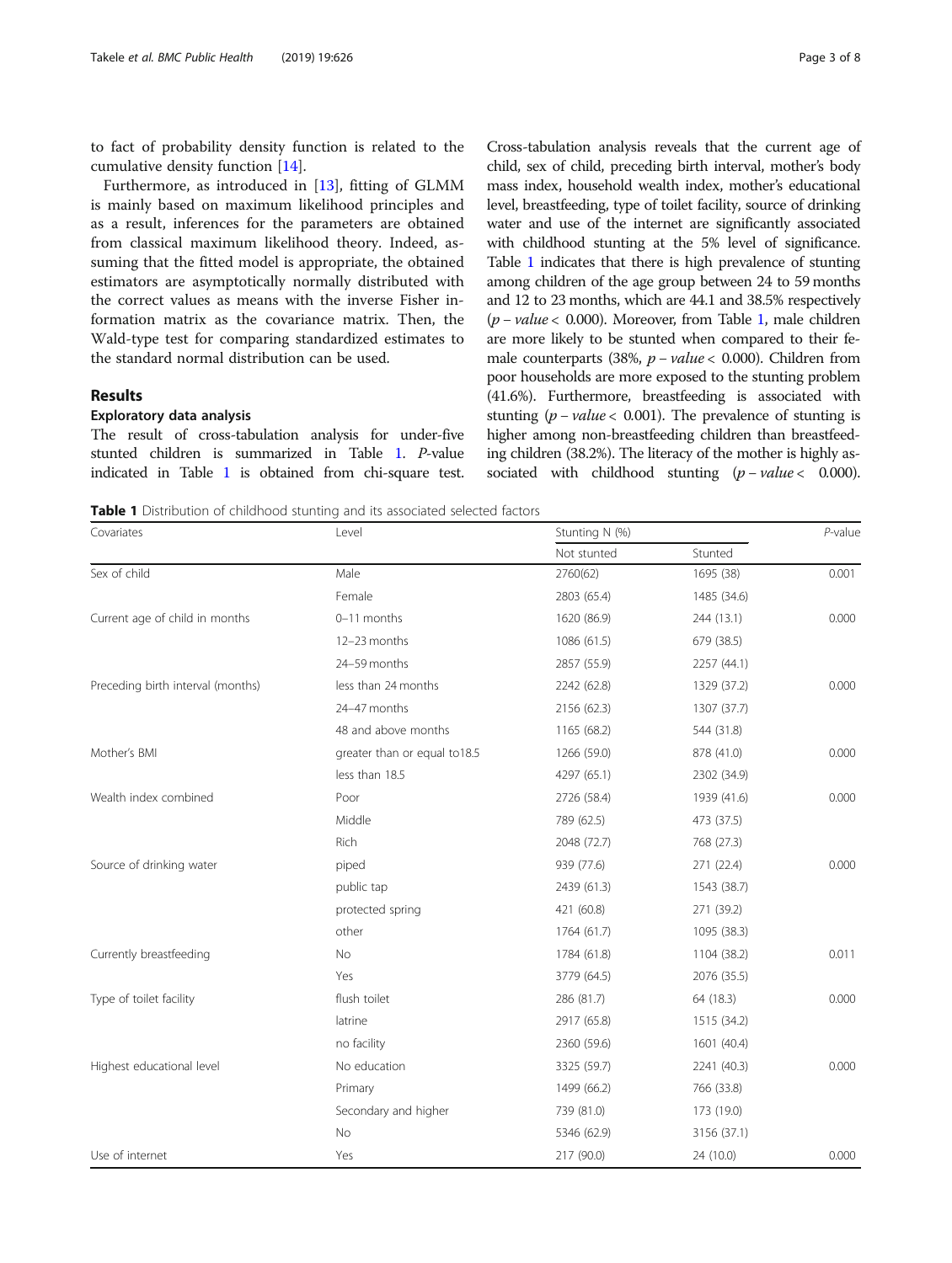to fact of probability density function is related to the cumulative density function [14].

Furthermore, as introduced in [13], fitting of GLMM is mainly based on maximum likelihood principles and as a result, inferences for the parameters are obtained from classical maximum likelihood theory. Indeed, assuming that the fitted model is appropriate, the obtained estimators are asymptotically normally distributed with the correct values as means with the inverse Fisher information matrix as the covariance matrix. Then, the Wald-type test for comparing standardized estimates to the standard normal distribution can be used.

## Results

### Exploratory data analysis

The result of cross-tabulation analysis for under-five stunted children is summarized in Table 1. *P*-value indicated in Table 1 is obtained from chi-square test. Cross-tabulation analysis reveals that the current age of child, sex of child, preceding birth interval, mother's body mass index, household wealth index, mother's educational level, breastfeeding, type of toilet facility, source of drinking water and use of the internet are significantly associated with childhood stunting at the 5% level of significance. Table 1 indicates that there is high prevalence of stunting among children of the age group between 24 to 59 months and 12 to 23 months, which are 44.1 and 38.5% respectively ($p-value<$ 0.000). Moreover, from Table 1, male children are more likely to be stunted when compared to their female counterparts (38%, $p-value<$ 0.000). Children from poor households are more exposed to the stunting problem (41.6%). Furthermore, breastfeeding is associated with stunting ($p-value<$ 0.001). The prevalence of stunting is higher among non-breastfeeding children than breastfeeding children (38.2%). The literacy of the mother is highly associated with childhood stunting ($p-value<$ 0.000).

**Table 1** Distribution of childhood stunting and its associated selected factors

| Covariates | Level | Stunting N (%) | | *P*-value |
|---|---|---|---|---|
| | | Not stunted | Stunted | |
| Sex of child | Male | 2760(62) | 1695 (38) | 0.001 |
| | Female | 2803 (65.4) | 1485 (34.6) | |
| Current age of child in months | 0–11 months | 1620 (86.9) | 244 (13.1) | 0.000 |
| | 12–23 months | 1086 (61.5) | 679 (38.5) | |
| | 24–59 months | 2857 (55.9) | 2257 (44.1) | |
| Preceding birth interval (months) | less than 24 months | 2242 (62.8) | 1329 (37.2) | 0.000 |
| | 24–47 months | 2156 (62.3) | 1307 (37.7) | |
| | 48 and above months | 1165 (68.2) | 544 (31.8) | |
| Mother's BMI | greater than or equal to18.5 | 1266 (59.0) | 878 (41.0) | 0.000 |
| | less than 18.5 | 4297 (65.1) | 2302 (34.9) | |
| Wealth index combined | Poor | 2726 (58.4) | 1939 (41.6) | 0.000 |
| | Middle | 789 (62.5) | 473 (37.5) | |
| | Rich | 2048 (72.7) | 768 (27.3) | |
| Source of drinking water | piped | 939 (77.6) | 271 (22.4) | 0.000 |
| | public tap | 2439 (61.3) | 1543 (38.7) | |
| | protected spring | 421 (60.8) | 271 (39.2) | |
| | other | 1764 (61.7) | 1095 (38.3) | |
| Currently breastfeeding | No | 1784 (61.8) | 1104 (38.2) | 0.011 |
| | Yes | 3779 (64.5) | 2076 (35.5) | |
| Type of toilet facility | flush toilet | 286 (81.7) | 64 (18.3) | 0.000 |
| | latrine | 2917 (65.8) | 1515 (34.2) | |
| | no facility | 2360 (59.6) | 1601 (40.4) | |
| Highest educational level | No education | 3325 (59.7) | 2241 (40.3) | 0.000 |
| | Primary | 1499 (66.2) | 766 (33.8) | |
| | Secondary and higher | 739 (81.0) | 173 (19.0) | |
| | No | 5346 (62.9) | 3156 (37.1) | |
| Use of internet | Yes | 217 (90.0) | 24 (10.0) | 0.000 |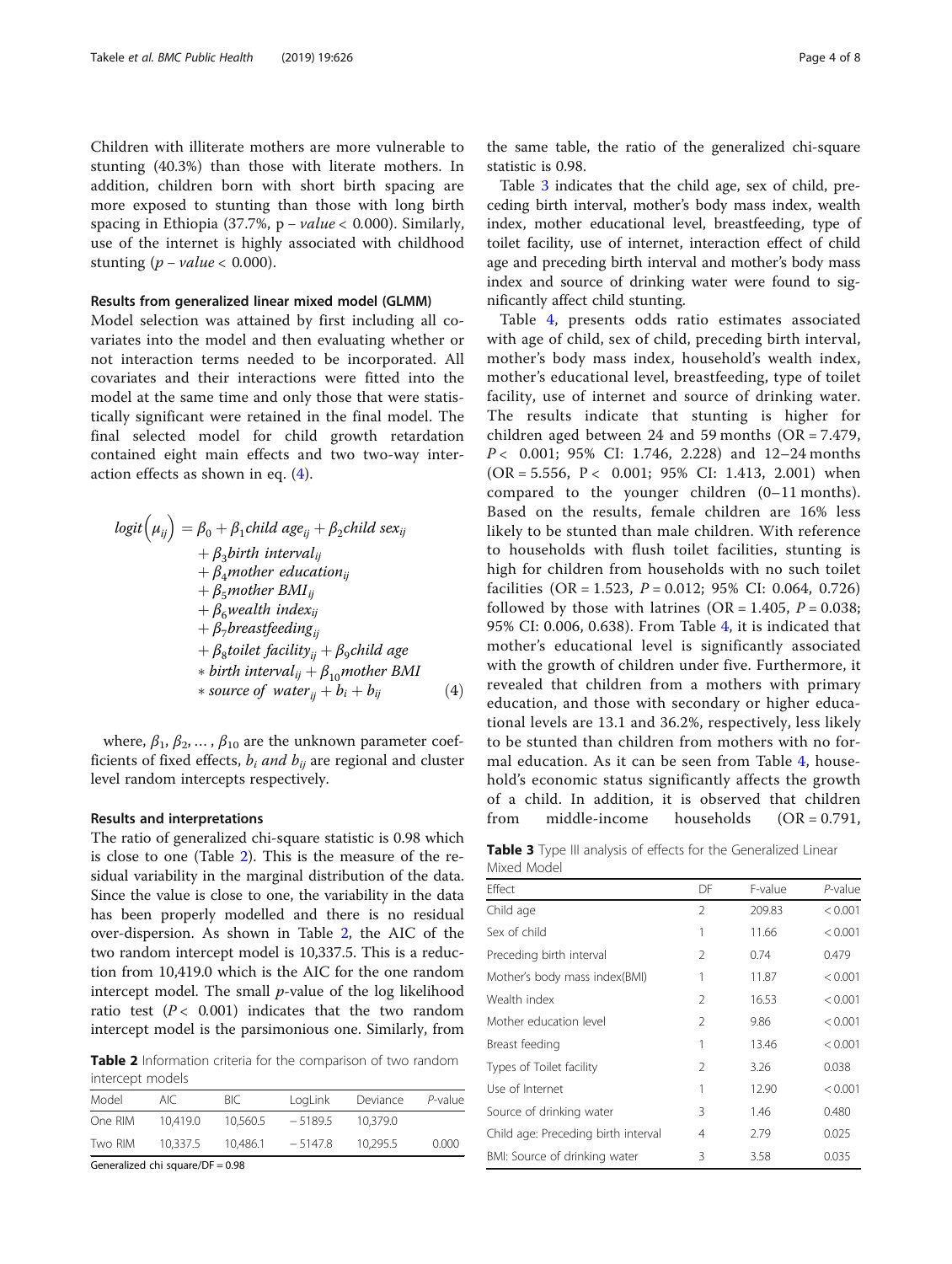Children with illiterate mothers are more vulnerable to stunting (40.3%) than those with literate mothers. In addition, children born with short birth spacing are more exposed to stunting than those with long birth spacing in Ethiopia (37.7%, $p-value < 0.000$). Similarly, use of the internet is highly associated with childhood stunting ($p-value < 0.000$).

### Results from generalized linear mixed model (GLMM)

Model selection was attained by first including all covariates into the model and then evaluating whether or not interaction terms needed to be incorporated. All covariates and their interactions were fitted into the model at the same time and only those that were statistically significant were retained in the final model. The final selected model for child growth retardation contained eight main effects and two two-way interaction effects as shown in eq. (4).

$$
\begin{aligned}
logit\left(\mu_{ij}\right) = {} & \beta_0 + \beta_1 child\ age_{ij} + \beta_2 child\ sex_{ij} \\
& + \beta_3 birth\ interval_{ij} \\
& + \beta_4 mother\ education_{ij} \\
& + \beta_5 mother\ BMI_{ij} \\
& + \beta_6 wealth\ index_{ij} \\
& + \beta_7 breastfeeding_{ij} \\
& + \beta_8 toilet\ facility_{ij} + \beta_9 child\ age \\
& * birth\ interval_{ij} + \beta_{10} mother\ BMI \\
& * source\ of\ water_{ij} + b_i + b_{ij}
\end{aligned} \tag{4}
$$

where, $\beta_1, \beta_2, \ldots, \beta_{10}$ are the unknown parameter coefficients of fixed effects, $b_i$ *and* $b_{ij}$ are regional and cluster level random intercepts respectively.

### Results and interpretations

The ratio of generalized chi-square statistic is 0.98 which is close to one (Table 2). This is the measure of the residual variability in the marginal distribution of the data. Since the value is close to one, the variability in the data has been properly modelled and there is no residual over-dispersion. As shown in Table 2, the AIC of the two random intercept model is 10,337.5. This is a reduction from 10,419.0 which is the AIC for the one random intercept model. The small *p*-value of the log likelihood ratio test ($P < 0.001$) indicates that the two random intercept model is the parsimonious one. Similarly, from the same table, the ratio of the generalized chi-square statistic is 0.98.

**Table 2** Information criteria for the comparison of two random intercept models

| Model | AIC | BIC | LogLink | Deviance | *P*-value |
|---|---|---|---|---|---|
| One RIM | 10,419.0 | 10,560.5 | −5189.5 | 10,379.0 | |
| Two RIM | 10,337.5 | 10,486.1 | −5147.8 | 10,295.5 | 0.000 |

Generalized chi square/DF = 0.98

Table 3 indicates that the child age, sex of child, preceding birth interval, mother's body mass index, wealth index, mother educational level, breastfeeding, type of toilet facility, use of internet, interaction effect of child age and preceding birth interval and mother's body mass index and source of drinking water were found to significantly affect child stunting.

Table 4, presents odds ratio estimates associated with age of child, sex of child, preceding birth interval, mother's body mass index, household's wealth index, mother's educational level, breastfeeding, type of toilet facility, use of internet and source of drinking water. The results indicate that stunting is higher for children aged between 24 and 59 months (OR = 7.479, $P < 0.001$; 95% CI: 1.746, 2.228) and 12–24 months (OR = 5.556, $P < 0.001$; 95% CI: 1.413, 2.001) when compared to the younger children (0–11 months). Based on the results, female children are 16% less likely to be stunted than male children. With reference to households with flush toilet facilities, stunting is high for children from households with no such toilet facilities (OR = 1.523, $P = 0.012$; 95% CI: 0.064, 0.726) followed by those with latrines (OR = 1.405, $P = 0.038$; 95% CI: 0.006, 0.638). From Table 4, it is indicated that mother's educational level is significantly associated with the growth of children under five. Furthermore, it revealed that children from a mothers with primary education, and those with secondary or higher educational levels are 13.1 and 36.2%, respectively, less likely to be stunted than children from mothers with no formal education. As it can be seen from Table 4, household's economic status significantly affects the growth of a child. In addition, it is observed that children from middle-income households (OR = 0.791,

**Table 3** Type III analysis of effects for the Generalized Linear Mixed Model

| Effect | DF | F-value | *P*-value |
|---|---|---|---|
| Child age | 2 | 209.83 | < 0.001 |
| Sex of child | 1 | 11.66 | < 0.001 |
| Preceding birth interval | 2 | 0.74 | 0.479 |
| Mother's body mass index(BMI) | 1 | 11.87 | < 0.001 |
| Wealth index | 2 | 16.53 | < 0.001 |
| Mother education level | 2 | 9.86 | < 0.001 |
| Breast feeding | 1 | 13.46 | < 0.001 |
| Types of Toilet facility | 2 | 3.26 | 0.038 |
| Use of Internet | 1 | 12.90 | < 0.001 |
| Source of drinking water | 3 | 1.46 | 0.480 |
| Child age: Preceding birth interval | 4 | 2.79 | 0.025 |
| BMI: Source of drinking water | 3 | 3.58 | 0.035 |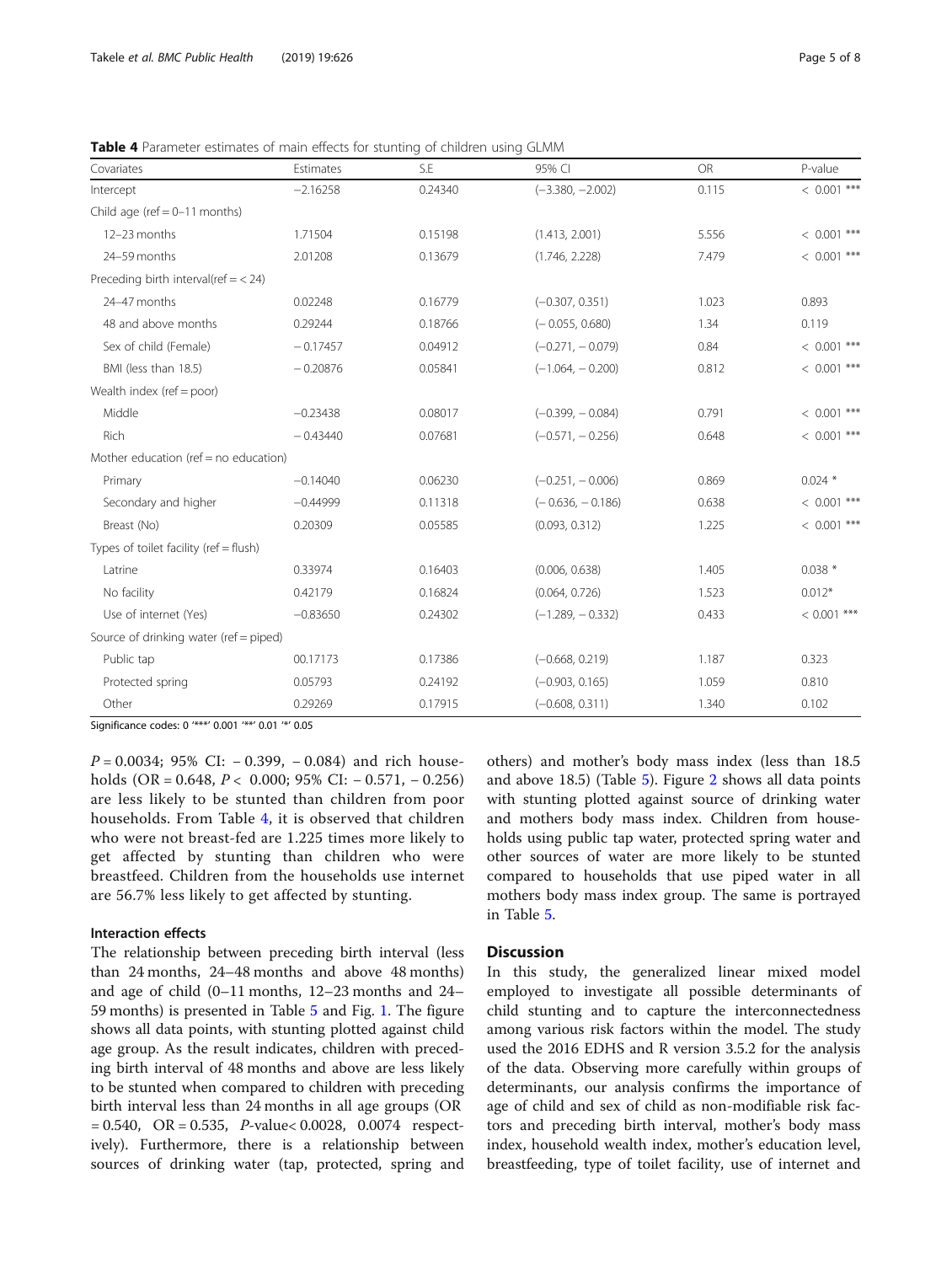**Table 4** Parameter estimates of main effects for stunting of children using GLMM

| Covariates | Estimates | S.E | 95% CI | OR | P-value |
|---|---|---|---|---|---|
| Intercept | −2.16258 | 0.24340 | (−3.380, −2.002) | 0.115 | < 0.001 *** |
| Child age (ref = 0–11 months) | | | | | |
| 12–23 months | 1.71504 | 0.15198 | (1.413, 2.001) | 5.556 | < 0.001 *** |
| 24–59 months | 2.01208 | 0.13679 | (1.746, 2.228) | 7.479 | < 0.001 *** |
| Preceding birth interval(ref = < 24) | | | | | |
| 24–47 months | 0.02248 | 0.16779 | (−0.307, 0.351) | 1.023 | 0.893 |
| 48 and above months | 0.29244 | 0.18766 | (− 0.055, 0.680) | 1.34 | 0.119 |
| Sex of child (Female) | − 0.17457 | 0.04912 | (−0.271, − 0.079) | 0.84 | < 0.001 *** |
| BMI (less than 18.5) | − 0.20876 | 0.05841 | (−1.064, − 0.200) | 0.812 | < 0.001 *** |
| Wealth index (ref = poor) | | | | | |
| Middle | −0.23438 | 0.08017 | (−0.399, − 0.084) | 0.791 | < 0.001 *** |
| Rich | − 0.43440 | 0.07681 | (−0.571, − 0.256) | 0.648 | < 0.001 *** |
| Mother education (ref = no education) | | | | | |
| Primary | −0.14040 | 0.06230 | (−0.251, − 0.006) | 0.869 | 0.024 * |
| Secondary and higher | −0.44999 | 0.11318 | (− 0.636, − 0.186) | 0.638 | < 0.001 *** |
| Breast (No) | 0.20309 | 0.05585 | (0.093, 0.312) | 1.225 | < 0.001 *** |
| Types of toilet facility (ref = flush) | | | | | |
| Latrine | 0.33974 | 0.16403 | (0.006, 0.638) | 1.405 | 0.038 * |
| No facility | 0.42179 | 0.16824 | (0.064, 0.726) | 1.523 | 0.012* |
| Use of internet (Yes) | −0.83650 | 0.24302 | (−1.289, − 0.332) | 0.433 | < 0.001 *** |
| Source of drinking water (ref = piped) | | | | | |
| Public tap | 00.17173 | 0.17386 | (−0.668, 0.219) | 1.187 | 0.323 |
| Protected spring | 0.05793 | 0.24192 | (−0.903, 0.165) | 1.059 | 0.810 |
| Other | 0.29269 | 0.17915 | (−0.608, 0.311) | 1.340 | 0.102 |

Significance codes: 0 '***' 0.001 '**' 0.01 '*' 0.05

$P = 0.0034$; 95% CI: − 0.399, − 0.084) and rich households (OR = 0.648, $P < 0.000$; 95% CI: − 0.571, − 0.256) are less likely to be stunted than children from poor households. From Table 4, it is observed that children who were not breast-fed are 1.225 times more likely to get affected by stunting than children who were breastfeed. Children from the households who use internet are 56.7% less likely to get affected by stunting.

### Interaction effects

The relationship between preceding birth interval (less than 24 months, 24–48 months and above 48 months) and age of child (0–11 months, 12–23 months and 24–59 months) is presented in Table 5 and Fig. 1. The figure shows all data points, with stunting plotted against child age group. As the result indicates, children with preceding birth interval of 48 months and above are less likely to be stunted when compared to children with preceding birth interval less than 24 months in all age groups (OR = 0.540, OR = 0.535, $P$-value< 0.0028, 0.0074 respectively). Furthermore, there is a relationship between sources of drinking water (tap, protected, spring and others) and mother's body mass index (less than 18.5 and above 18.5) (Table 5). Figure 2 shows all data points with stunting plotted against source of drinking water and mothers body mass index. Children from households using public tap water, protected spring water and other sources of water are more likely to be stunted compared to households that use piped water in all mothers body mass index group. The same is portrayed in Table 5.

## Discussion

In this study, the generalized linear mixed model employed to investigate all possible determinants of child stunting and to capture the interconnectedness among various risk factors within the model. The study used the 2016 EDHS and R version 3.5.2 for the analysis of the data. Observing more carefully within groups of determinants, our analysis confirms the importance of age of child and sex of child as non-modifiable risk factors and preceding birth interval, mother's body mass index, household wealth index, mother's education level, breastfeeding, type of toilet facility, use of internet and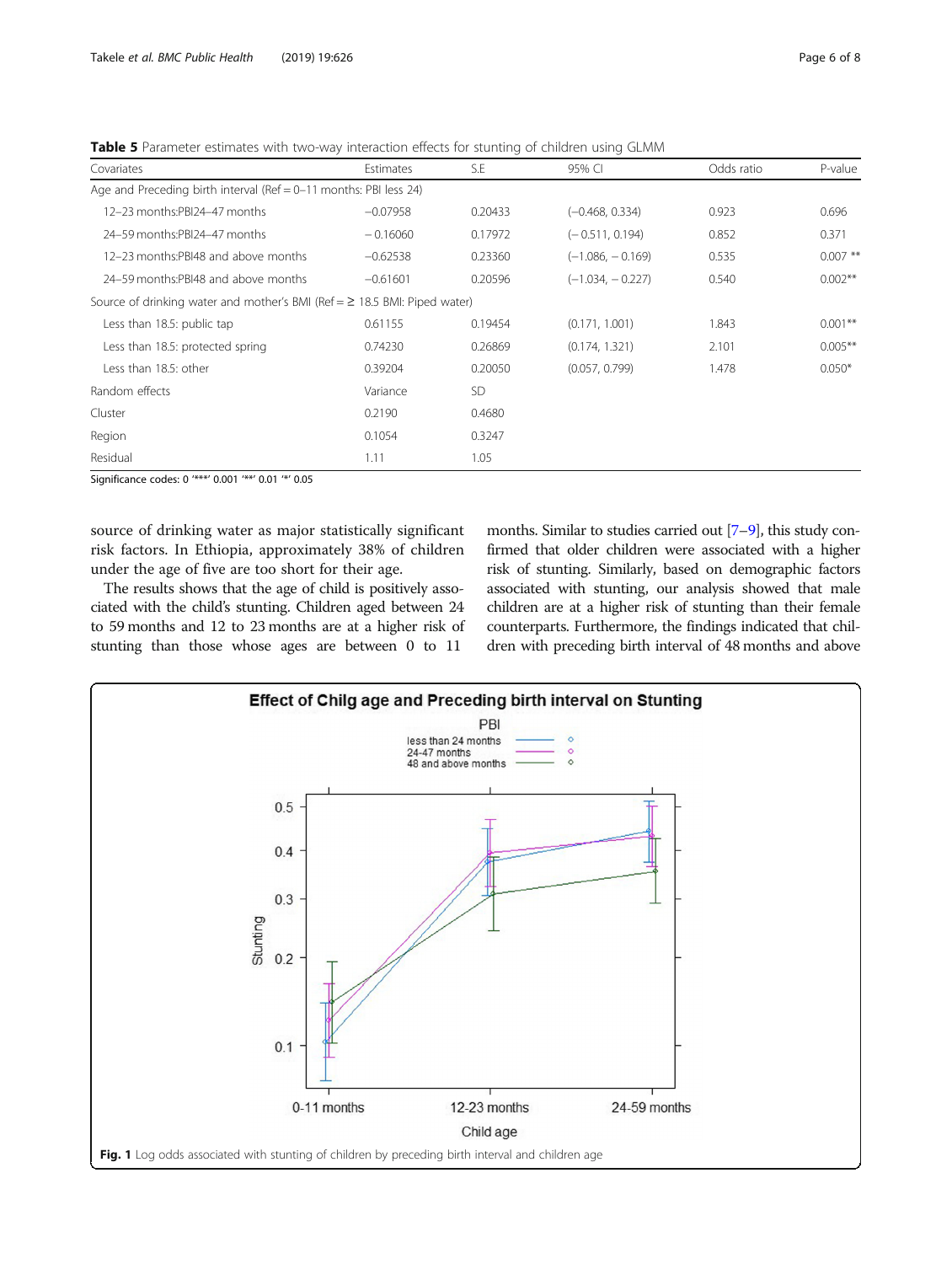**Table 5** Parameter estimates with two-way interaction effects for stunting of children using GLMM

| Covariates | Estimates | S.E | 95% CI | Odds ratio | P-value |
|---|---|---|---|---|---|
| Age and Preceding birth interval (Ref = 0–11 months: PBI less 24) | | | | | |
| 12–23 months:PBI24–47 months | −0.07958 | 0.20433 | (−0.468, 0.334) | 0.923 | 0.696 |
| 24–59 months:PBI24–47 months | − 0.16060 | 0.17972 | (− 0.511, 0.194) | 0.852 | 0.371 |
| 12–23 months:PBI48 and above months | −0.62538 | 0.23360 | (−1.086, − 0.169) | 0.535 | 0.007 ** |
| 24–59 months:PBI48 and above months | −0.61601 | 0.20596 | (−1.034, − 0.227) | 0.540 | 0.002** |
| Source of drinking water and mother's BMI (Ref = ≥ 18.5 BMI: Piped water) | | | | | |
| Less than 18.5: public tap | 0.61155 | 0.19454 | (0.171, 1.001) | 1.843 | 0.001** |
| Less than 18.5: protected spring | 0.74230 | 0.26869 | (0.174, 1.321) | 2.101 | 0.005** |
| Less than 18.5: other | 0.39204 | 0.20050 | (0.057, 0.799) | 1.478 | 0.050* |
| Random effects | Variance | SD | | | |
| Cluster | 0.2190 | 0.4680 | | | |
| Region | 0.1054 | 0.3247 | | | |
| Residual | 1.11 | 1.05 | | | |

Significance codes: 0 '***' 0.001 '**' 0.01 '*' 0.05

source of drinking water as major statistically significant risk factors. In Ethiopia, approximately 38% of children under the age of five are too short for their age.

The results shows that the age of child is positively associated with the child's stunting. Children aged between 24 to 59 months and 12 to 23 months are at a higher risk of stunting than those whose ages are between 0 to 11 months. Similar to studies carried out [7–9], this study confirmed that older children were associated with a higher risk of stunting. Similarly, based on demographic factors associated with stunting, our analysis showed that male children are at a higher risk of stunting than their female counterparts. Furthermore, the findings indicated that children with preceding birth interval of 48 months and above

**Fig. 1** Log odds associated with stunting of children by preceding birth interval and children age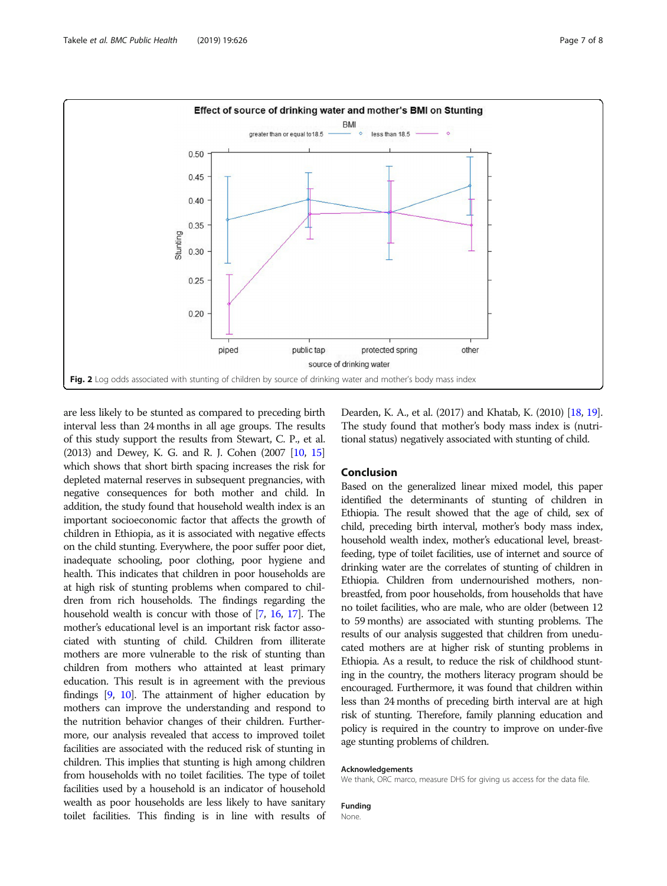Effect of source of drinking water and mother's BMI on Stunting

BMI

greater than or equal to18.5

less than 18.5

Stunting

0.50

0.45

0.40

0.35

0.30

0.25

0.20

piped

public tap

protected spring

other

source of drinking water

**Fig. 2** Log odds associated with stunting of children by source of drinking water and mother's body mass index

are less likely to be stunted as compared to preceding birth interval less than 24 months in all age groups. The results of this study support the results from Stewart, C. P., et al. (2013) and Dewey, K. G. and R. J. Cohen (2007 [10, 15] which shows that short birth spacing increases the risk for depleted maternal reserves in subsequent pregnancies, with negative consequences for both mother and child. In addition, the study found that household wealth index is an important socioeconomic factor that affects the growth of children in Ethiopia, as it is associated with negative effects on the child stunting. Everywhere, the poor suffer poor diet, inadequate schooling, poor clothing, poor hygiene and health. This indicates that children in poor households are at high risk of stunting problems when compared to children from rich households. The findings regarding the household wealth is concur with those of [7, 16, 17]. The mother's educational level is an important risk factor associated with stunting of child. Children from illiterate mothers are more vulnerable to the risk of stunting than children from mothers who attainted at least primary education. This result is in agreement with the previous findings [9, 10]. The attainment of higher education by mothers can improve the understanding and respond to the nutrition behavior changes of their children. Furthermore, our analysis revealed that access to improved toilet facilities are associated with the reduced risk of stunting in children. This implies that stunting is high among children from households with no toilet facilities. The type of toilet facilities used by a household is an indicator of household wealth as poor households are less likely to have sanitary toilet facilities. This finding is in line with results of Dearden, K. A., et al. (2017) and Khatab, K. (2010) [18, 19]. The study found that mother's body mass index is (nutritional status) negatively associated with stunting of child.

## Conclusion

Based on the generalized linear mixed model, this paper identified the determinants of stunting of children in Ethiopia. The result showed that the age of child, sex of child, preceding birth interval, mother's body mass index, household wealth index, mother's educational level, breastfeeding, type of toilet facilities, use of internet and source of drinking water are the correlates of stunting of children in Ethiopia. Children from undernourished mothers, non-breastfed, from poor households, from households that have no toilet facilities, who are male, who are older (between 12 to 59 months) are associated with stunting problems. The results of our analysis suggested that children from uneducated mothers are at higher risk of stunting problems in Ethiopia. As a result, to reduce the risk of childhood stunting in the country, the mothers literacy program should be encouraged. Furthermore, it was found that children within less than 24 months of preceding birth interval are at high risk of stunting. Therefore, family planning education and policy is required in the country to improve on under-five age stunting problems of children.

### Acknowledgements

We thank, ORC marco, measure DHS for giving us access for the data file.

### Funding

None.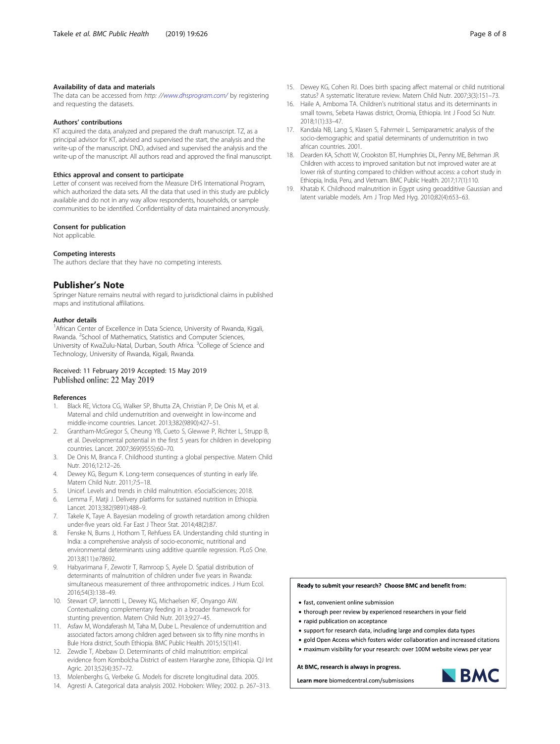### Availability of data and materials

The data can be accessed from *http: //www.dhsprogram.com/* by registering and requesting the datasets.

### Authors' contributions

KT acquired the data, analyzed and prepared the draft manuscript. TZ, as a principal advisor for KT, advised and supervised the start, the analysis and the write-up of the manuscript. DND, advised and supervised the analysis and the write-up of the manuscript. All authors read and approved the final manuscript.

### Ethics approval and consent to participate

Letter of consent was received from the Measure DHS International Program, which authorized the data sets. All the data that used in this study are publicly available and do not in any way allow respondents, households, or sample communities to be identified. Confidentiality of data maintained anonymously.

### Consent for publication

Not applicable.

### Competing interests

The authors declare that they have no competing interests.

## Publisher's Note

Springer Nature remains neutral with regard to jurisdictional claims in published maps and institutional affiliations.

### Author details

[1]African Center of Excellence in Data Science, University of Rwanda, Kigali, Rwanda. [2]School of Mathematics, Statistics and Computer Sciences, University of KwaZulu-Natal, Durban, South Africa. [3]College of Science and Technology, University of Rwanda, Kigali, Rwanda.

Received: 11 February 2019 Accepted: 15 May 2019
Published online: 22 May 2019

### References

1. Black RE, Victora CG, Walker SP, Bhutta ZA, Christian P, De Onis M, et al. Maternal and child undernutrition and overweight in low-income and middle-income countries. Lancet. 2013;382(9890):427–51.
2. Grantham-McGregor S, Cheung YB, Cueto S, Glewwe P, Richter L, Strupp B, et al. Developmental potential in the first 5 years for children in developing countries. Lancet. 2007;369(9555):60–70.
3. De Onis M, Branca F. Childhood stunting: a global perspective. Matern Child Nutr. 2016;12:12–26.
4. Dewey KG, Begum K. Long-term consequences of stunting in early life. Matern Child Nutr. 2011;7:5–18.
5. Unicef. Levels and trends in child malnutrition. eSocialSciences; 2018.
6. Lemma F, Matji J. Delivery platforms for sustained nutrition in Ethiopia. Lancet. 2013;382(9891):488–9.
7. Takele K, Taye A. Bayesian modeling of growth retardation among children under-five years old. Far East J Theor Stat. 2014;48(2):87.
8. Fenske N, Burns J, Hothorn T, Rehfuess EA. Understanding child stunting in India: a comprehensive analysis of socio-economic, nutritional and environmental determinants using additive quantile regression. PLoS One. 2013;8(11):e78692.
9. Habyarimana F, Zewotir T, Ramroop S, Ayele D. Spatial distribution of determinants of malnutrition of children under five years in Rwanda: simultaneous measurement of three anthropometric indices. J Hum Ecol. 2016;54(3):138–49.
10. Stewart CP, Iannotti L, Dewey KG, Michaelsen KF, Onyango AW. Contextualizing complementary feeding in a broader framework for stunting prevention. Matern Child Nutr. 2013;9:27–45.
11. Asfaw M, Wondaferash M, Taha M, Dube L. Prevalence of undernutrition and associated factors among children aged between six to fifty nine months in Bule Hora district, South Ethiopia. BMC Public Health. 2015;15(1):41.
12. Zewdie T, Abebaw D. Determinants of child malnutrition: empirical evidence from Kombolcha District of eastern Hararghe zone, Ethiopia. QJ Int Agric. 2013;52(4):357–72.
13. Molenberghs G, Verbeke G. Models for discrete longitudinal data. 2005.
14. Agresti A. Categorical data analysis 2002. Hoboken: Wiley; 2002. p. 267–313.
15. Dewey KG, Cohen RJ. Does birth spacing affect maternal or child nutritional status? A systematic literature review. Matern Child Nutr. 2007;3(3):151–73.
16. Haile A, Amboma TA. Children's nutritional status and its determinants in small towns, Sebeta Hawas district, Oromia, Ethiopia. Int J Food Sci Nutr. 2018;1(1):33–47.
17. Kandala NB, Lang S, Klasen S, Fahrmeir L. Semiparametric analysis of the socio-demographic and spatial determinants of undernutrition in two african countries. 2001.
18. Dearden KA, Schott W, Crookston BT, Humphries DL, Penny ME, Behrman JR. Children with access to improved sanitation but not improved water are at lower risk of stunting compared to children without access: a cohort study in Ethiopia, India, Peru, and Vietnam. BMC Public Health. 2017;17(1):110.
19. Khatab K. Childhood malnutrition in Egypt using geoadditive Gaussian and latent variable models. Am J Trop Med Hyg. 2010;82(4):653–63.

Ready to submit your research? Choose BMC and benefit from:

- fast, convenient online submission
- thorough peer review by experienced researchers in your field
- rapid publication on acceptance
- support for research data, including large and complex data types
- gold Open Access which fosters wider collaboration and increased citations
- maximum visibility for your research: over 100M website views per year

At BMC, research is always in progress.

Learn more biomedcentral.com/submissions

BMC